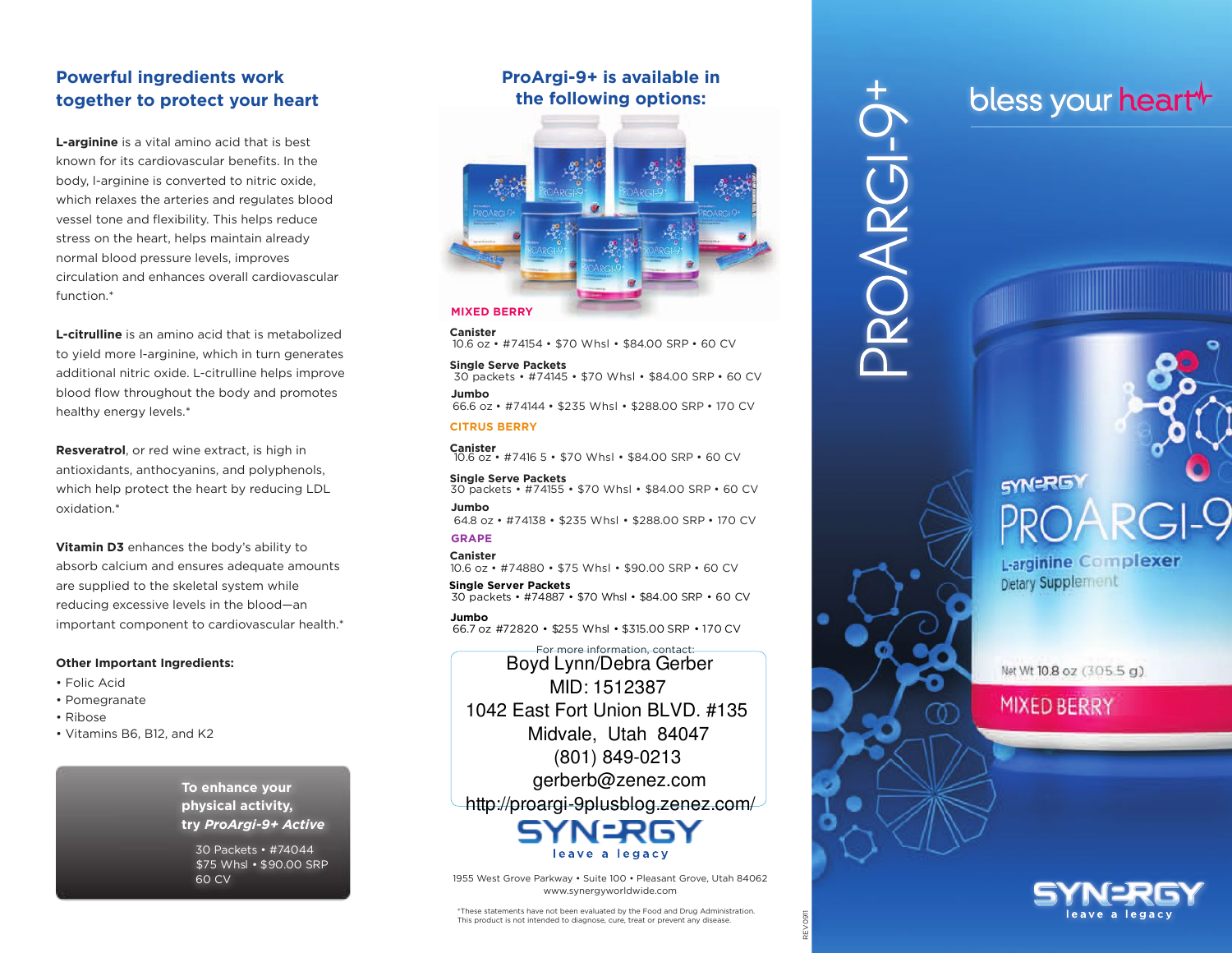## Powerful ingredients work together to protect your heart

**L-arginine** is a vital amino acid that is best known for its cardiovascular benefits. In the body, l-arginine is converted to nitric oxide, which relaxes the arteries and regulates blood vessel tone and flexibility. This helps reduce stress on the heart, helps maintain already normal blood pressure levels, improves circulation and enhances overall cardiovascular function.*

**L-citrulline** is an amino acid that is metabolized to yield more l-arginine, which in turn generates additional nitric oxide. L-citrulline helps improve blood flow throughout the body and promotes healthy energy levels.*

**Resveratrol**, or red wine extract, is high in antioxidants, anthocyanins, and polyphenols, which help protect the heart by reducing LDL oxidation.*

**Vitamin D3** enhances the body's ability to absorb calcium and ensures adequate amounts are supplied to the skeletal system while reducing excessive levels in the blood—an important component to cardiovascular health.*

**Other Important Ingredients:**

- Folic Acid
- Pomegranate
- Ribose
- Vitamins B6, B12, and K2

**To enhance your physical activity, try *ProArgi-9+ Active***

30 Packets • #74044
$75 Whsl • $90.00 SRP
60 CV

## ProArgi-9+ is available in the following options:

**MIXED BERRY**

**Canister**
10.6 oz • #74154 • $70 Whsl • $84.00 SRP • 60 CV

**Single Serve Packets**
30 packets • #74145 • $70 Whsl • $84.00 SRP • 60 CV

**Jumbo**
66.6 oz • #74144 • $235 Whsl • $288.00 SRP • 170 CV

**CITRUS BERRY**

**Canister**
10.6 oz • #7416 5 • $70 Whsl • $84.00 SRP • 60 CV

**Single Serve Packets**
30 packets • #74155 • $70 Whsl • $84.00 SRP • 60 CV

**Jumbo**
64.8 oz • #74138 • $235 Whsl • $288.00 SRP • 170 CV

**GRAPE**

**Canister**
10.6 oz • #74880 • $75 Whsl • $90.00 SRP • 60 CV

**Single Server Packets**
30 packets • #74887 • $70 Whsl • $84.00 SRP • 60 CV

**Jumbo**
66.7 oz #72820 • $255 Whsl • $315.00 SRP • 170 CV

For more information, contact:

Boyd Lynn/Debra Gerber
MID: 1512387
1042 East Fort Union BLVD. #135
Midvale, Utah 84047
(801) 849-0213
gerberb@zenez.com
http://proargi-9plusblog.zenez.com/

SYNERGY
leave a legacy

1955 West Grove Parkway • Suite 100 • Pleasant Grove, Utah 84062
www.synergyworldwide.com

*These statements have not been evaluated by the Food and Drug Administration. This product is not intended to diagnose, cure, treat or prevent any disease.

REV0911

# PROARGI-9+

bless your heart

SYNERGY
PROARGI-9
L-arginine Complexer
Dietary Supplement
Net Wt 10.8 oz (305.5 g)
MIXED BERRY

SYNERGY
leave a legacy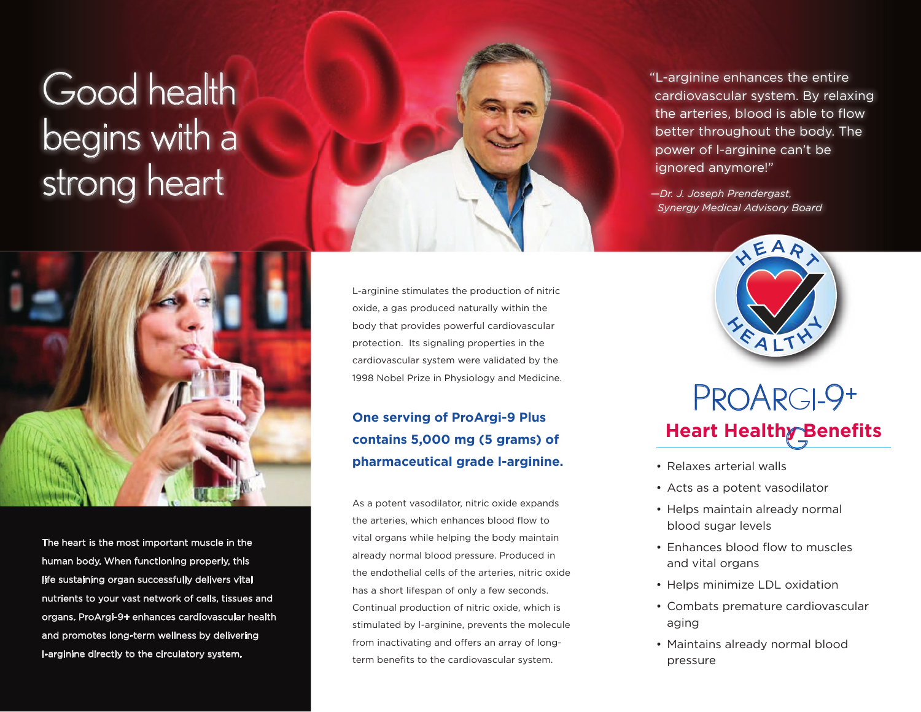# Good health begins with a strong heart

"L-arginine enhances the entire cardiovascular system. By relaxing the arteries, blood is able to flow better throughout the body. The power of l-arginine can't be ignored anymore!"

*—Dr. J. Joseph Prendergast, Synergy Medical Advisory Board*

The heart is the most important muscle in the human body. When functioning properly, this life sustaining organ successfully delivers vital nutrients to your vast network of cells, tissues and organs. ProArgi-9+ enhances cardiovascular health and promotes long-term wellness by delivering l-arginine directly to the circulatory system.

L-arginine stimulates the production of nitric oxide, a gas produced naturally within the body that provides powerful cardiovascular protection. Its signaling properties in the cardiovascular system were validated by the 1998 Nobel Prize in Physiology and Medicine.

**One serving of ProArgi-9 Plus contains 5,000 mg (5 grams) of pharmaceutical grade l-arginine.**

As a potent vasodilator, nitric oxide expands the arteries, which enhances blood flow to vital organs while helping the body maintain already normal blood pressure. Produced in the endothelial cells of the arteries, nitric oxide has a short lifespan of only a few seconds. Continual production of nitric oxide, which is stimulated by l-arginine, prevents the molecule from inactivating and offers an array of long-term benefits to the cardiovascular system.

HEART HEALTHY

## ProArgi-9+

### Heart Healthy Benefits

- Relaxes arterial walls
- Acts as a potent vasodilator
- Helps maintain already normal blood sugar levels
- Enhances blood flow to muscles and vital organs
- Helps minimize LDL oxidation
- Combats premature cardiovascular aging
- Maintains already normal blood pressure